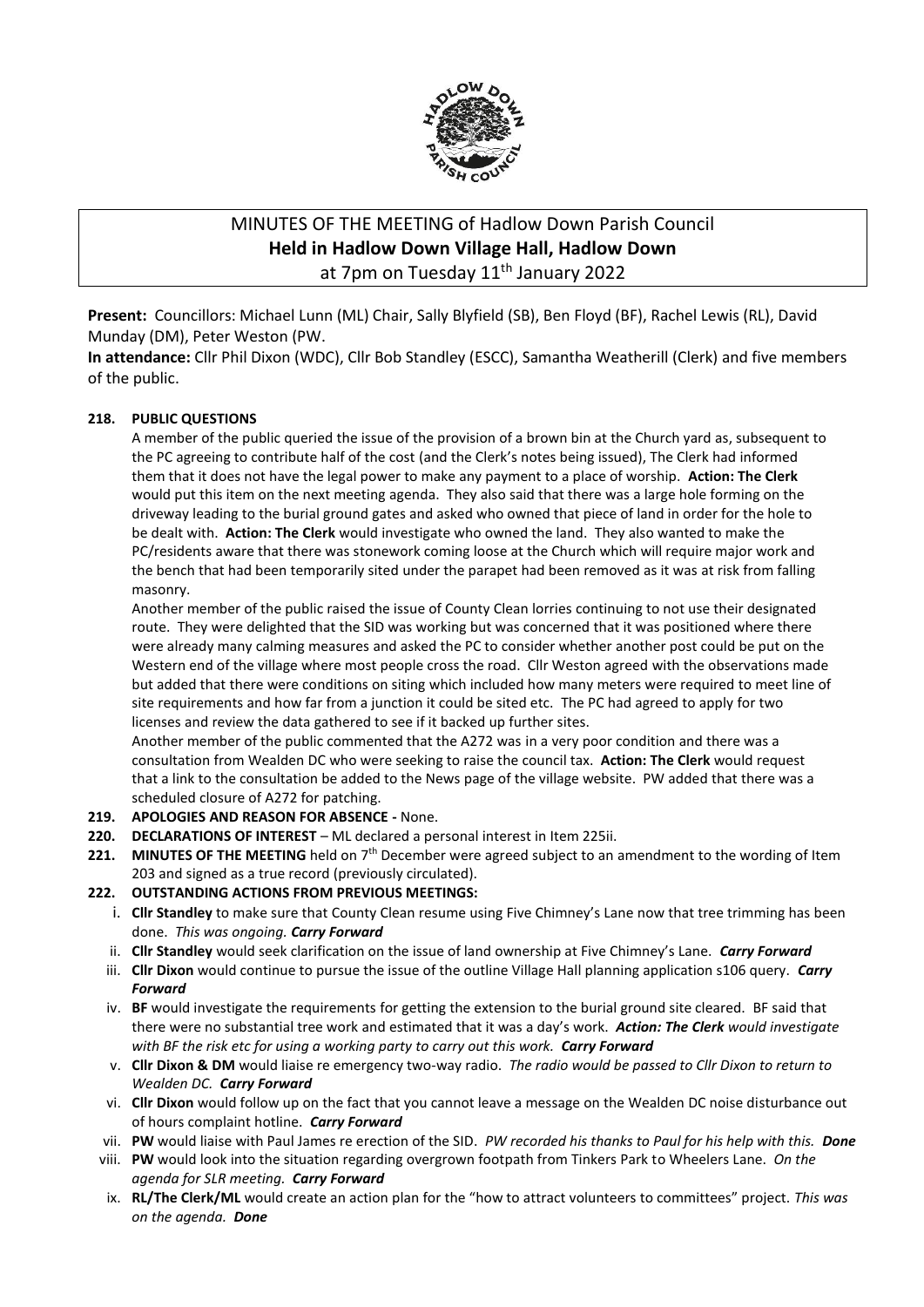# MINUTES OF THE MEETING of Hadlow Down Parish Council
## Held in Hadlow Down Village Hall, Hadlow Down
at 7pm on Tuesday 11th January 2022

**Present:** Councillors: Michael Lunn (ML) Chair, Sally Blyfield (SB), Ben Floyd (BF), Rachel Lewis (RL), David Munday (DM), Peter Weston (PW.

**In attendance:** Cllr Phil Dixon (WDC), Cllr Bob Standley (ESCC), Samantha Weatherill (Clerk) and five members of the public.

**218. PUBLIC QUESTIONS**

A member of the public queried the issue of the provision of a brown bin at the Church yard as, subsequent to the PC agreeing to contribute half of the cost (and the Clerk's notes being issued), The Clerk had informed them that it does not have the legal power to make any payment to a place of worship. **Action: The Clerk** would put this item on the next meeting agenda. They also said that there was a large hole forming on the driveway leading to the burial ground gates and asked who owned that piece of land in order for the hole to be dealt with. **Action: The Clerk** would investigate who owned the land. They also wanted to make the PC/residents aware that there was stonework coming loose at the Church which will require major work and the bench that had been temporarily sited under the parapet had been removed as it was at risk from falling masonry.

Another member of the public raised the issue of County Clean lorries continuing to not use their designated route. They were delighted that the SID was working but was concerned that it was positioned where there were already many calming measures and asked the PC to consider whether another post could be put on the Western end of the village where most people cross the road. Cllr Weston agreed with the observations made but added that there were conditions on siting which included how many meters were required to meet line of site requirements and how far from a junction it could be sited etc. The PC had agreed to apply for two licenses and review the data gathered to see if it backed up further sites.

Another member of the public commented that the A272 was in a very poor condition and there was a consultation from Wealden DC who were seeking to raise the council tax. **Action: The Clerk** would request that a link to the consultation be added to the News page of the village website. PW added that there was a scheduled closure of A272 for patching.

**219. APOLOGIES AND REASON FOR ABSENCE -** None.

**220. DECLARATIONS OF INTEREST** – ML declared a personal interest in Item 225ii.

**221. MINUTES OF THE MEETING** held on 7th December were agreed subject to an amendment to the wording of Item 203 and signed as a true record (previously circulated).

**222. OUTSTANDING ACTIONS FROM PREVIOUS MEETINGS:**

i. **Cllr Standley** to make sure that County Clean resume using Five Chimney's Lane now that tree trimming has been done. *This was ongoing.* ***Carry Forward***

ii. **Cllr Standley** would seek clarification on the issue of land ownership at Five Chimney's Lane. ***Carry Forward***

iii. **Cllr Dixon** would continue to pursue the issue of the outline Village Hall planning application s106 query. ***Carry Forward***

iv. **BF** would investigate the requirements for getting the extension to the burial ground site cleared. BF said that there were no substantial tree work and estimated that it was a day's work. ***Action: The Clerk*** *would investigate with BF the risk etc for using a working party to carry out this work.* ***Carry Forward***

v. **Cllr Dixon & DM** would liaise re emergency two-way radio. *The radio would be passed to Cllr Dixon to return to Wealden DC.* ***Carry Forward***

vi. **Cllr Dixon** would follow up on the fact that you cannot leave a message on the Wealden DC noise disturbance out of hours complaint hotline. ***Carry Forward***

vii. **PW** would liaise with Paul James re erection of the SID. *PW recorded his thanks to Paul for his help with this.* ***Done***

viii. **PW** would look into the situation regarding overgrown footpath from Tinkers Park to Wheelers Lane. *On the agenda for SLR meeting.* ***Carry Forward***

ix. **RL/The Clerk/ML** would create an action plan for the "how to attract volunteers to committees" project. *This was on the agenda.* ***Done***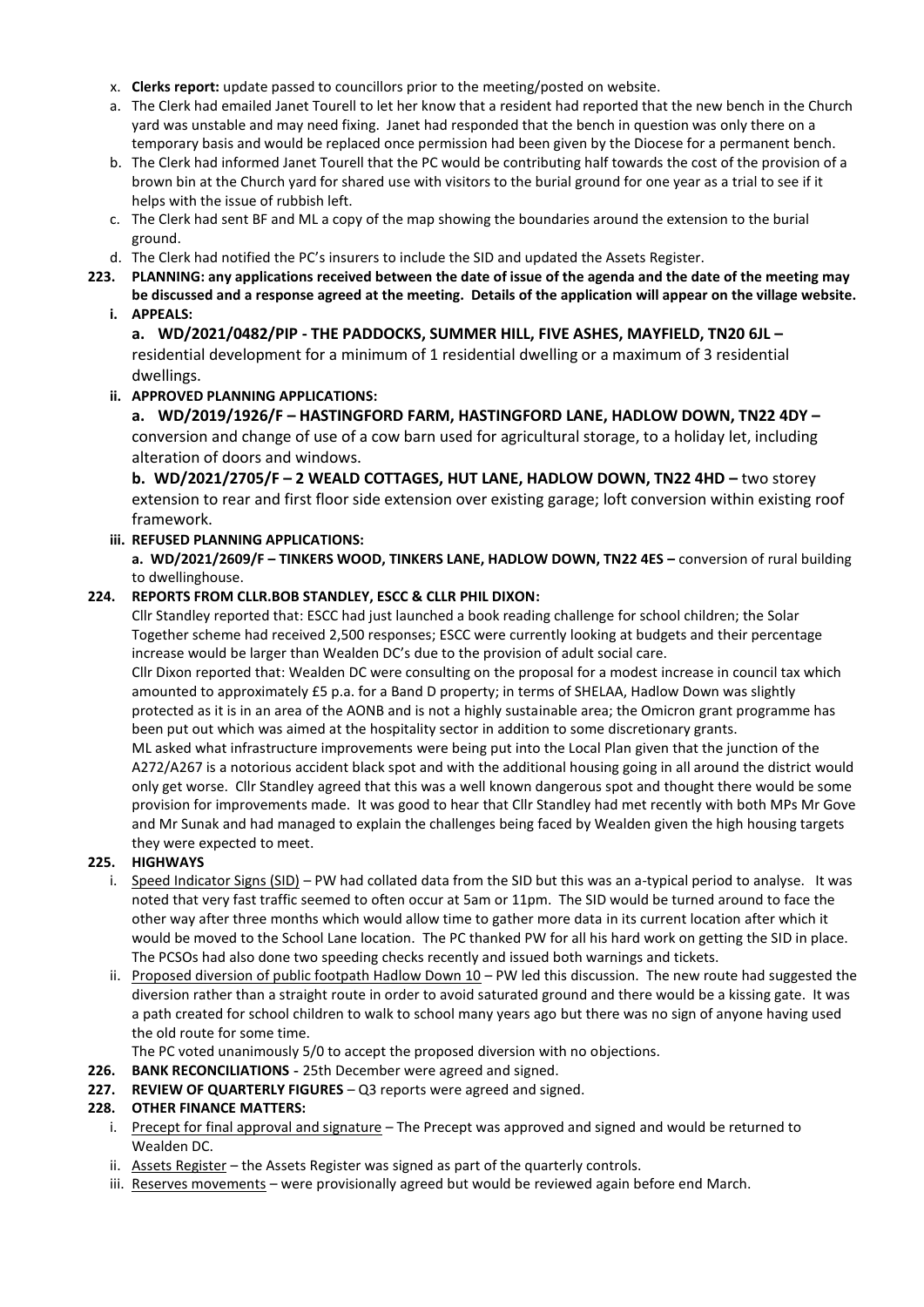x. **Clerks report:** update passed to councillors prior to the meeting/posted on website.

a. The Clerk had emailed Janet Tourell to let her know that a resident had reported that the new bench in the Church yard was unstable and may need fixing. Janet had responded that the bench in question was only there on a temporary basis and would be replaced once permission had been given by the Diocese for a permanent bench.

b. The Clerk had informed Janet Tourell that the PC would be contributing half towards the cost of the provision of a brown bin at the Church yard for shared use with visitors to the burial ground for one year as a trial to see if it helps with the issue of rubbish left.

c. The Clerk had sent BF and ML a copy of the map showing the boundaries around the extension to the burial ground.

d. The Clerk had notified the PC's insurers to include the SID and updated the Assets Register.

**223. PLANNING: any applications received between the date of issue of the agenda and the date of the meeting may be discussed and a response agreed at the meeting. Details of the application will appear on the village website.**

**i. APPEALS:**

**a. WD/2021/0482/PIP - THE PADDOCKS, SUMMER HILL, FIVE ASHES, MAYFIELD, TN20 6JL –** residential development for a minimum of 1 residential dwelling or a maximum of 3 residential dwellings.

**ii. APPROVED PLANNING APPLICATIONS:**

**a. WD/2019/1926/F – HASTINGFORD FARM, HASTINGFORD LANE, HADLOW DOWN, TN22 4DY –** conversion and change of use of a cow barn used for agricultural storage, to a holiday let, including alteration of doors and windows.

**b. WD/2021/2705/F – 2 WEALD COTTAGES, HUT LANE, HADLOW DOWN, TN22 4HD –** two storey extension to rear and first floor side extension over existing garage; loft conversion within existing roof framework.

**iii. REFUSED PLANNING APPLICATIONS:**

**a. WD/2021/2609/F – TINKERS WOOD, TINKERS LANE, HADLOW DOWN, TN22 4ES –** conversion of rural building to dwellinghouse.

**224. REPORTS FROM CLLR.BOB STANDLEY, ESCC & CLLR PHIL DIXON:**

Cllr Standley reported that: ESCC had just launched a book reading challenge for school children; the Solar Together scheme had received 2,500 responses; ESCC were currently looking at budgets and their percentage increase would be larger than Wealden DC's due to the provision of adult social care.

Cllr Dixon reported that: Wealden DC were consulting on the proposal for a modest increase in council tax which amounted to approximately £5 p.a. for a Band D property; in terms of SHELAA, Hadlow Down was slightly protected as it is in an area of the AONB and is not a highly sustainable area; the Omicron grant programme has been put out which was aimed at the hospitality sector in addition to some discretionary grants.

ML asked what infrastructure improvements were being put into the Local Plan given that the junction of the A272/A267 is a notorious accident black spot and with the additional housing going in all around the district would only get worse. Cllr Standley agreed that this was a well known dangerous spot and thought there would be some provision for improvements made. It was good to hear that Cllr Standley had met recently with both MPs Mr Gove and Mr Sunak and had managed to explain the challenges being faced by Wealden given the high housing targets they were expected to meet.

**225. HIGHWAYS**

i. Speed Indicator Signs (SID) – PW had collated data from the SID but this was an a-typical period to analyse. It was noted that very fast traffic seemed to often occur at 5am or 11pm. The SID would be turned around to face the other way after three months which would allow time to gather more data in its current location after which it would be moved to the School Lane location. The PC thanked PW for all his hard work on getting the SID in place. The PCSOs had also done two speeding checks recently and issued both warnings and tickets.

ii. Proposed diversion of public footpath Hadlow Down 10 – PW led this discussion. The new route had suggested the diversion rather than a straight route in order to avoid saturated ground and there would be a kissing gate. It was a path created for school children to walk to school many years ago but there was no sign of anyone having used the old route for some time.

The PC voted unanimously 5/0 to accept the proposed diversion with no objections.

**226. BANK RECONCILIATIONS** - 25th December were agreed and signed.

**227. REVIEW OF QUARTERLY FIGURES** – Q3 reports were agreed and signed.

**228. OTHER FINANCE MATTERS:**

i. Precept for final approval and signature – The Precept was approved and signed and would be returned to Wealden DC.

ii. Assets Register – the Assets Register was signed as part of the quarterly controls.

iii. Reserves movements – were provisionally agreed but would be reviewed again before end March.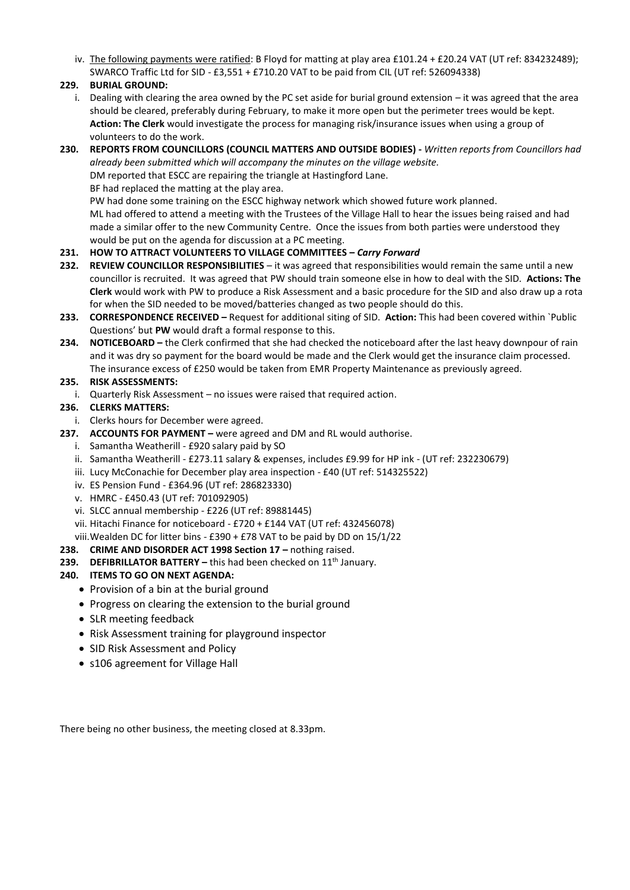iv. The following payments were ratified: B Floyd for matting at play area £101.24 + £20.24 VAT (UT ref: 834232489); SWARCO Traffic Ltd for SID - £3,551 + £710.20 VAT to be paid from CIL (UT ref: 526094338)

**229. BURIAL GROUND:**

i. Dealing with clearing the area owned by the PC set aside for burial ground extension – it was agreed that the area should be cleared, preferably during February, to make it more open but the perimeter trees would be kept. **Action: The Clerk** would investigate the process for managing risk/insurance issues when using a group of volunteers to do the work.

**230. REPORTS FROM COUNCILLORS (COUNCIL MATTERS AND OUTSIDE BODIES) -** *Written reports from Councillors had already been submitted which will accompany the minutes on the village website.*

DM reported that ESCC are repairing the triangle at Hastingford Lane.

BF had replaced the matting at the play area.

PW had done some training on the ESCC highway network which showed future work planned.

ML had offered to attend a meeting with the Trustees of the Village Hall to hear the issues being raised and had made a similar offer to the new Community Centre. Once the issues from both parties were understood they would be put on the agenda for discussion at a PC meeting.

**231. HOW TO ATTRACT VOLUNTEERS TO VILLAGE COMMITTEES –** ***Carry Forward***

**232. REVIEW COUNCILLOR RESPONSIBILITIES** – it was agreed that responsibilities would remain the same until a new councillor is recruited. It was agreed that PW should train someone else in how to deal with the SID. **Actions: The Clerk** would work with PW to produce a Risk Assessment and a basic procedure for the SID and also draw up a rota for when the SID needed to be moved/batteries changed as two people should do this.

**233. CORRESPONDENCE RECEIVED –** Request for additional siting of SID. **Action:** This had been covered within `Public Questions' but **PW** would draft a formal response to this.

**234. NOTICEBOARD –** the Clerk confirmed that she had checked the noticeboard after the last heavy downpour of rain and it was dry so payment for the board would be made and the Clerk would get the insurance claim processed. The insurance excess of £250 would be taken from EMR Property Maintenance as previously agreed.

**235. RISK ASSESSMENTS:**

i. Quarterly Risk Assessment – no issues were raised that required action.

**236. CLERKS MATTERS:**

i. Clerks hours for December were agreed.

**237. ACCOUNTS FOR PAYMENT –** were agreed and DM and RL would authorise.

i. Samantha Weatherill - £920 salary paid by SO
ii. Samantha Weatherill - £273.11 salary & expenses, includes £9.99 for HP ink - (UT ref: 232230679)
iii. Lucy McConachie for December play area inspection - £40 (UT ref: 514325522)
iv. ES Pension Fund - £364.96 (UT ref: 286823330)
v. HMRC - £450.43 (UT ref: 701092905)
vi. SLCC annual membership - £226 (UT ref: 89881445)
vii. Hitachi Finance for noticeboard - £720 + £144 VAT (UT ref: 432456078)
viii. Wealden DC for litter bins - £390 + £78 VAT to be paid by DD on 15/1/22

**238. CRIME AND DISORDER ACT 1998 Section 17 –** nothing raised.

**239. DEFIBRILLATOR BATTERY –** this had been checked on 11th January.

**240. ITEMS TO GO ON NEXT AGENDA:**

- Provision of a bin at the burial ground
- Progress on clearing the extension to the burial ground
- SLR meeting feedback
- Risk Assessment training for playground inspector
- SID Risk Assessment and Policy
- s106 agreement for Village Hall

There being no other business, the meeting closed at 8.33pm.